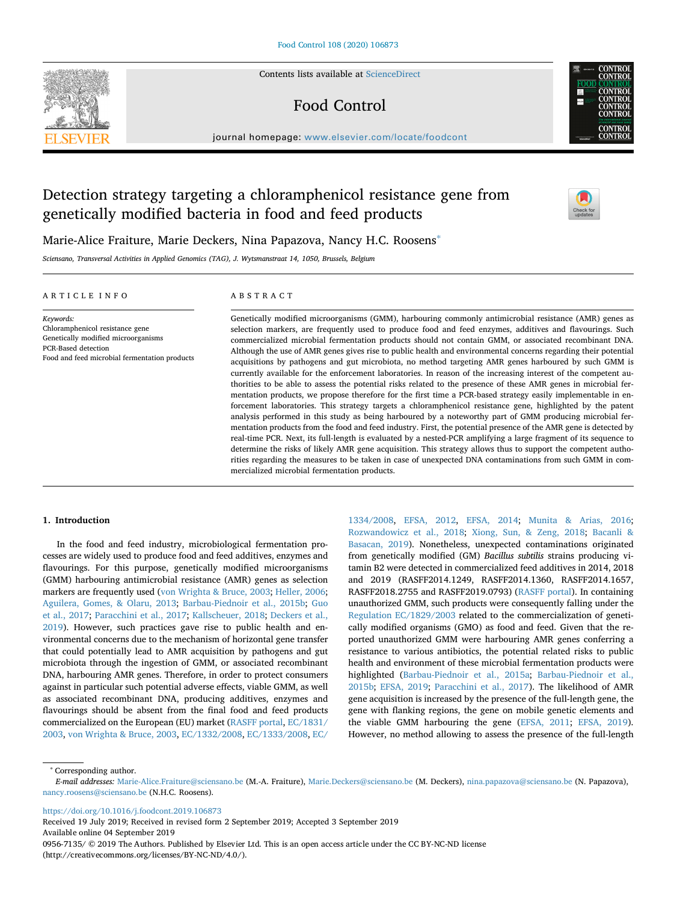Contents lists available at ScienceDirect

# Food Control

journal homepage: www.elsevier.com/locate/foodcont

# Detection strategy targeting a chloramphenicol resistance gene from genetically modified bacteria in food and feed products

Marie-Alice Fraiture, Marie Deckers, Nina Papazova, Nancy H.C. Roosens*

*Sciensano, Transversal Activities in Applied Genomics (TAG), J. Wytsmanstraat 14, 1050, Brussels, Belgium*

## ARTICLE INFO

*Keywords:*
Chloramphenicol resistance gene
Genetically modified microorganisms
PCR-Based detection
Food and feed microbial fermentation products

## ABSTRACT

Genetically modified microorganisms (GMM), harbouring commonly antimicrobial resistance (AMR) genes as selection markers, are frequently used to produce food and feed enzymes, additives and flavourings. Such commercialized microbial fermentation products should not contain GMM, or associated recombinant DNA. Although the use of AMR genes gives rise to public health and environmental concerns regarding their potential acquisitions by pathogens and gut microbiota, no method targeting AMR genes harboured by such GMM is currently available for the enforcement laboratories. In reason of the increasing interest of the competent authorities to be able to assess the potential risks related to the presence of these AMR genes in microbial fermentation products, we propose therefore for the first time a PCR-based strategy easily implementable in enforcement laboratories. This strategy targets a chloramphenicol resistance gene, highlighted by the patent analysis performed in this study as being harboured by a noteworthy part of GMM producing microbial fermentation products from the food and feed industry. First, the potential presence of the AMR gene is detected by real-time PCR. Next, its full-length is evaluated by a nested-PCR amplifying a large fragment of its sequence to determine the risks of likely AMR gene acquisition. This strategy allows thus to support the competent authorities regarding the measures to be taken in case of unexpected DNA contaminations from such GMM in commercialized microbial fermentation products.

## 1. Introduction

In the food and feed industry, microbiological fermentation processes are widely used to produce food and feed additives, enzymes and flavourings. For this purpose, genetically modified microorganisms (GMM) harbouring antimicrobial resistance (AMR) genes as selection markers are frequently used (von Wrighta & Bruce, 2003; Heller, 2006; Aguilera, Gomes, & Olaru, 2013; Barbau-Piednoir et al., 2015b; Guo et al., 2017; Paracchini et al., 2017; Kallscheuer, 2018; Deckers et al., 2019). However, such practices gave rise to public health and environmental concerns due to the mechanism of horizontal gene transfer that could potentially lead to AMR acquisition by pathogens and gut microbiota through the ingestion of GMM, or associated recombinant DNA, harbouring AMR genes. Therefore, in order to protect consumers against in particular such potential adverse effects, viable GMM, as well as associated recombinant DNA, producing additives, enzymes and flavourings should be absent from the final food and feed products commercialized on the European (EU) market (RASFF portal, EC/1831/2003, von Wrighta & Bruce, 2003, EC/1332/2008, EC/1333/2008, EC/1334/2008, EFSA, 2012, EFSA, 2014; Munita & Arias, 2016; Rozwandowicz et al., 2018; Xiong, Sun, & Zeng, 2018; Bacanli & Basacan, 2019). Nonetheless, unexpected contaminations originated from genetically modified (GM) *Bacillus subtilis* strains producing vitamin B2 were detected in commercialized feed additives in 2014, 2018 and 2019 (RASFF2014.1249, RASFF2014.1360, RASFF2014.1657, RASFF2018.2755 and RASFF2019.0793) (RASFF portal). In containing unauthorized GMM, such products were consequently falling under the Regulation EC/1829/2003 related to the commercialization of genetically modified organisms (GMO) as food and feed. Given that the reported unauthorized GMM were harbouring AMR genes conferring a resistance to various antibiotics, the potential related risks to public health and environment of these microbial fermentation products were highlighted (Barbau-Piednoir et al., 2015a; Barbau-Piednoir et al., 2015b; EFSA, 2019; Paracchini et al., 2017). The likelihood of AMR gene acquisition is increased by the presence of the full-length gene, the gene with flanking regions, the gene on mobile genetic elements and the viable GMM harbouring the gene (EFSA, 2011; EFSA, 2019). However, no method allowing to assess the presence of the full-length

---

* Corresponding author.
*E-mail addresses:* Marie-Alice.Fraiture@sciensano.be (M.-A. Fraiture), Marie.Deckers@sciensano.be (M. Deckers), nina.papazova@sciensano.be (N. Papazova), nancy.roosens@sciensano.be (N.H.C. Roosens).

https://doi.org/10.1016/j.foodcont.2019.106873
Received 19 July 2019; Received in revised form 2 September 2019; Accepted 3 September 2019
Available online 04 September 2019
0956-7135/ © 2019 The Authors. Published by Elsevier Ltd. This is an open access article under the CC BY-NC-ND license (http://creativecommons.org/licenses/BY-NC-ND/4.0/).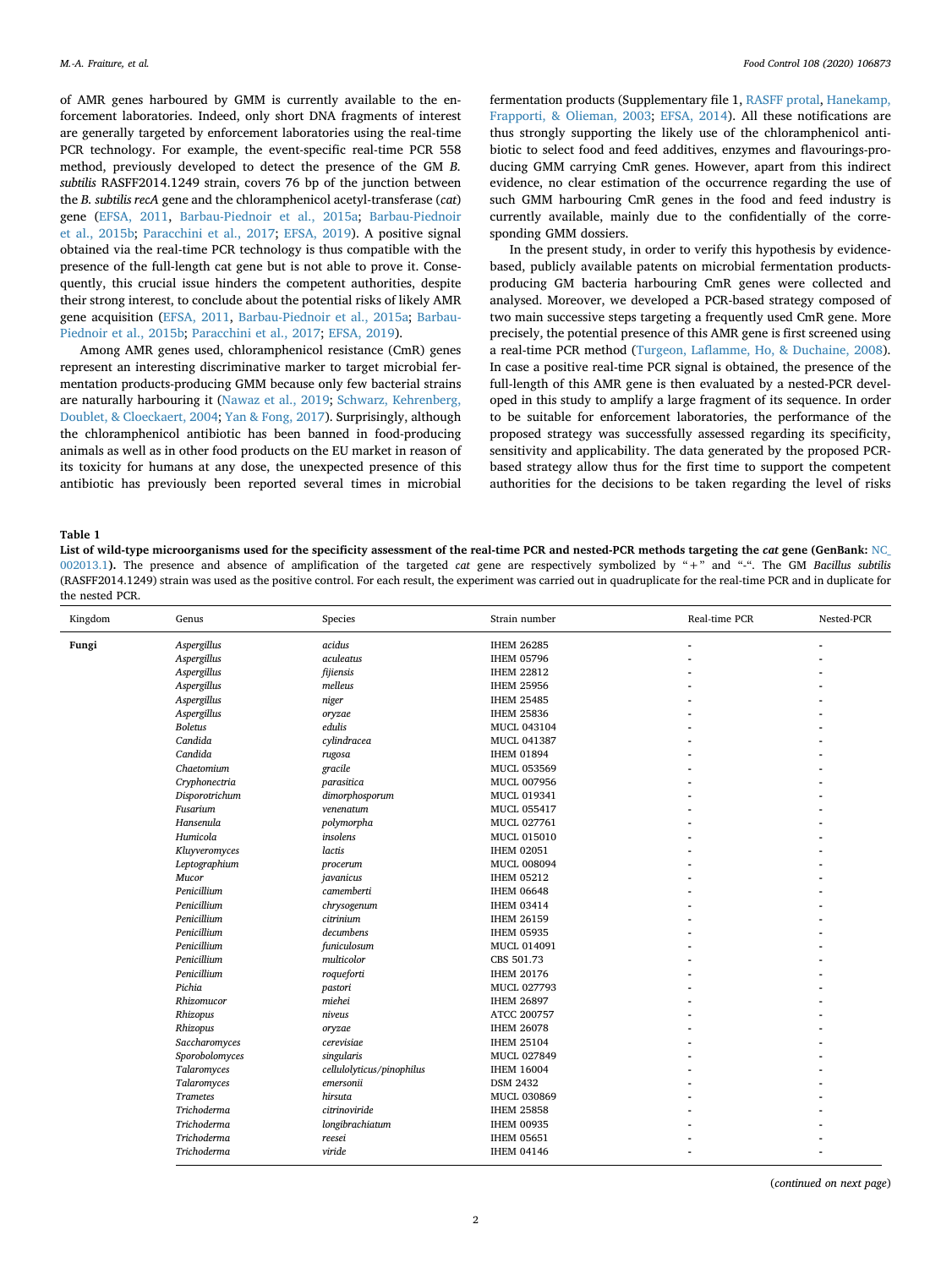of AMR genes harboured by GMM is currently available to the enforcement laboratories. Indeed, only short DNA fragments of interest are generally targeted by enforcement laboratories using the real-time PCR technology. For example, the event-specific real-time PCR 558 method, previously developed to detect the presence of the GM *B. subtilis* RASFF2014.1249 strain, covers 76 bp of the junction between the *B. subtilis recA* gene and the chloramphenicol acetyl-transferase (*cat*) gene (EFSA, 2011, Barbau-Piednoir et al., 2015a; Barbau-Piednoir et al., 2015b; Paracchini et al., 2017; EFSA, 2019). A positive signal obtained via the real-time PCR technology is thus compatible with the presence of the full-length cat gene but is not able to prove it. Consequently, this crucial issue hinders the competent authorities, despite their strong interest, to conclude about the potential risks of likely AMR gene acquisition (EFSA, 2011, Barbau-Piednoir et al., 2015a; Barbau-Piednoir et al., 2015b; Paracchini et al., 2017; EFSA, 2019).

Among AMR genes used, chloramphenicol resistance (CmR) genes represent an interesting discriminative marker to target microbial fermentation products-producing GMM because only few bacterial strains are naturally harbouring it (Nawaz et al., 2019; Schwarz, Kehrenberg, Doublet, & Cloeckaert, 2004; Yan & Fong, 2017). Surprisingly, although the chloramphenicol antibiotic has been banned in food-producing animals as well as in other food products on the EU market in reason of its toxicity for humans at any dose, the unexpected presence of this antibiotic has previously been reported several times in microbial fermentation products (Supplementary file 1, RASFF protal, Hanekamp, Frapporti, & Olieman, 2003; EFSA, 2014). All these notifications are thus strongly supporting the likely use of the chloramphenicol antibiotic to select food and feed additives, enzymes and flavourings-producing GMM carrying CmR genes. However, apart from this indirect evidence, no clear estimation of the occurrence regarding the use of such GMM harbouring CmR genes in the food and feed industry is currently available, mainly due to the confidentially of the corresponding GMM dossiers.

In the present study, in order to verify this hypothesis by evidence-based, publicly available patents on microbial fermentation products-producing GM bacteria harbouring CmR genes were collected and analysed. Moreover, we developed a PCR-based strategy composed of two main successive steps targeting a frequently used CmR gene. More precisely, the potential presence of this AMR gene is first screened using a real-time PCR method (Turgeon, Laflamme, Ho, & Duchaine, 2008). In case a positive real-time PCR signal is obtained, the presence of the full-length of this AMR gene is then evaluated by a nested-PCR developed in this study to amplify a large fragment of its sequence. In order to be suitable for enforcement laboratories, the performance of the proposed strategy was successfully assessed regarding its specificity, sensitivity and applicability. The data generated by the proposed PCR-based strategy allow thus for the first time to support the competent authorities for the decisions to be taken regarding the level of risks

**Table 1**
**List of wild-type microorganisms used for the specificity assessment of the real-time PCR and nested-PCR methods targeting the *cat* gene (GenBank: NC_002013.1).** The presence and absence of amplification of the targeted *cat* gene are respectively symbolized by "+" and "-". The GM *Bacillus subtilis* (RASFF2014.1249) strain was used as the positive control. For each result, the experiment was carried out in quadruplicate for the real-time PCR and in duplicate for the nested PCR.

| Kingdom | Genus | Species | Strain number | Real-time PCR | Nested-PCR |
|---|---|---|---|---|---|
| **Fungi** | *Aspergillus* | *acidus* | IHEM 26285 | - | - |
| | *Aspergillus* | *aculeatus* | IHEM 05796 | - | - |
| | *Aspergillus* | *fijiensis* | IHEM 22812 | - | - |
| | *Aspergillus* | *melleus* | IHEM 25956 | - | - |
| | *Aspergillus* | *niger* | IHEM 25485 | - | - |
| | *Aspergillus* | *oryzae* | IHEM 25836 | - | - |
| | *Boletus* | *edulis* | MUCL 043104 | - | - |
| | *Candida* | *cylindracea* | MUCL 041387 | - | - |
| | *Candida* | *rugosa* | IHEM 01894 | - | - |
| | *Chaetomium* | *gracile* | MUCL 053569 | - | - |
| | *Cryphonectria* | *parasitica* | MUCL 007956 | - | - |
| | *Disporotrichum* | *dimorphosporum* | MUCL 019341 | - | - |
| | *Fusarium* | *venenatum* | MUCL 055417 | - | - |
| | *Hansenula* | *polymorpha* | MUCL 027761 | - | - |
| | *Humicola* | *insolens* | MUCL 015010 | - | - |
| | *Kluyveromyces* | *lactis* | IHEM 02051 | - | - |
| | *Leptographium* | *procerum* | MUCL 008094 | - | - |
| | *Mucor* | *javanicus* | IHEM 05212 | - | - |
| | *Penicillium* | *camemberti* | IHEM 06648 | - | - |
| | *Penicillium* | *chrysogenum* | IHEM 03414 | - | - |
| | *Penicillium* | *citrinium* | IHEM 26159 | - | - |
| | *Penicillium* | *decumbens* | IHEM 05935 | - | - |
| | *Penicillium* | *funiculosum* | MUCL 014091 | - | - |
| | *Penicillium* | *multicolor* | CBS 501.73 | - | - |
| | *Penicillium* | *roqueforti* | IHEM 20176 | - | - |
| | *Pichia* | *pastori* | MUCL 027793 | - | - |
| | *Rhizomucor* | *miehei* | IHEM 26897 | - | - |
| | *Rhizopus* | *niveus* | ATCC 200757 | - | - |
| | *Rhizopus* | *oryzae* | IHEM 26078 | - | - |
| | *Saccharomyces* | *cerevisiae* | IHEM 25104 | - | - |
| | *Sporobolomyces* | *singularis* | MUCL 027849 | - | - |
| | *Talaromyces* | *cellulolyticus/pinophilus* | IHEM 16004 | - | - |
| | *Talaromyces* | *emersonii* | DSM 2432 | - | - |
| | *Trametes* | *hirsuta* | MUCL 030869 | - | - |
| | *Trichoderma* | *citrinoviride* | IHEM 25858 | - | - |
| | *Trichoderma* | *longibrachiatum* | IHEM 00935 | - | - |
| | *Trichoderma* | *reesei* | IHEM 05651 | - | - |
| | *Trichoderma* | *viride* | IHEM 04146 | - | - |

(*continued on next page*)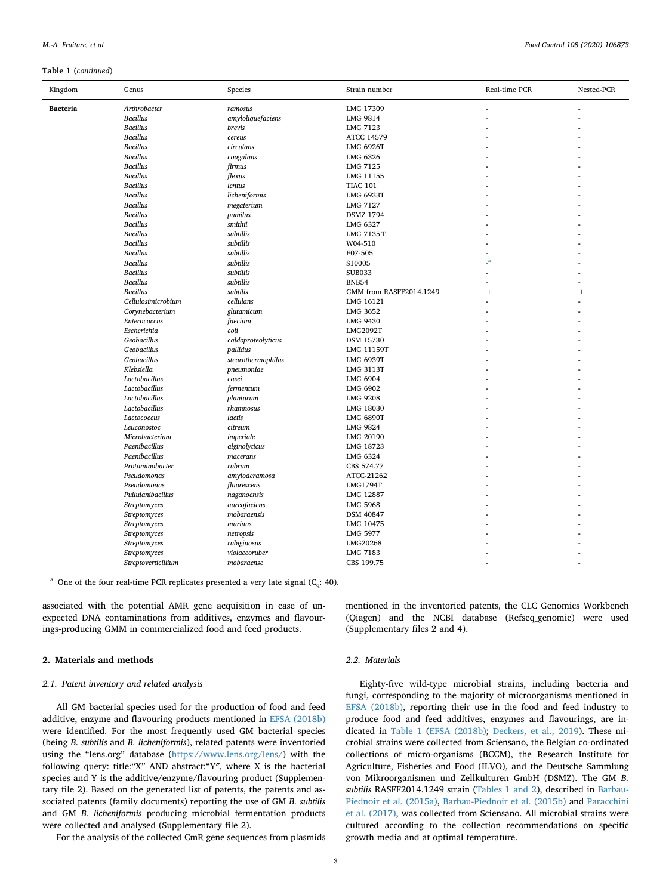**Table 1** (*continued*)

| Kingdom | Genus | Species | Strain number | Real-time PCR | Nested-PCR |
|---|---|---|---|---|---|
| **Bacteria** | *Arthrobacter* | *ramosus* | LMG 17309 | - | - |
| | *Bacillus* | *amyloliquefaciens* | LMG 9814 | - | - |
| | *Bacillus* | *brevis* | LMG 7123 | - | - |
| | *Bacillus* | *cereus* | ATCC 14579 | - | - |
| | *Bacillus* | *circulans* | LMG 6926T | - | - |
| | *Bacillus* | *coagulans* | LMG 6326 | - | - |
| | *Bacillus* | *firmus* | LMG 7125 | - | - |
| | *Bacillus* | *flexus* | LMG 11155 | - | - |
| | *Bacillus* | *lentus* | TIAC 101 | - | - |
| | *Bacillus* | *licheniformis* | LMG 6933T | - | - |
| | *Bacillus* | *megaterium* | LMG 7127 | - | - |
| | *Bacillus* | *pumilus* | DSMZ 1794 | - | - |
| | *Bacillus* | *smithii* | LMG 6327 | - | - |
| | *Bacillus* | *subtillis* | LMG 7135 T | - | - |
| | *Bacillus* | *subtillis* | W04-510 | - | - |
| | *Bacillus* | *subtillis* | E07-505 | - | - |
| | *Bacillus* | *subtillis* | S10005 | -[a] | - |
| | *Bacillus* | *subtillis* | SUB033 | - | - |
| | *Bacillus* | *subtillis* | BNB54 | - | - |
| | *Bacillus* | *subtilis* | GMM from RASFF2014.1249 | + | + |
| | *Cellulosimicrobium* | *cellulans* | LMG 16121 | - | - |
| | *Corynebacterium* | *glutamicum* | LMG 3652 | - | - |
| | *Enterococcus* | *faecium* | LMG 9430 | - | - |
| | *Escherichia* | *coli* | LMG2092T | - | - |
| | *Geobacillus* | *caldoproteolyticus* | DSM 15730 | - | - |
| | *Geobacillus* | *pallidus* | LMG 11159T | - | - |
| | *Geobacillus* | *stearothermophilus* | LMG 6939T | - | - |
| | *Klebsiella* | *pneumoniae* | LMG 3113T | - | - |
| | *Lactobacillus* | *casei* | LMG 6904 | - | - |
| | *Lactobacillus* | *fermentum* | LMG 6902 | - | - |
| | *Lactobacillus* | *plantarum* | LMG 9208 | - | - |
| | *Lactobacillus* | *rhamnosus* | LMG 18030 | - | - |
| | *Lactococcus* | *lactis* | LMG 6890T | - | - |
| | *Leuconostoc* | *citreum* | LMG 9824 | - | - |
| | *Microbacterium* | *imperiale* | LMG 20190 | - | - |
| | *Paenibacillus* | *alginolyticus* | LMG 18723 | - | - |
| | *Paenibacillus* | *macerans* | LMG 6324 | - | - |
| | *Protaminobacter* | *rubrum* | CBS 574.77 | - | - |
| | *Pseudomonas* | *amyloderamosa* | ATCC-21262 | - | - |
| | *Pseudomonas* | *fluorescens* | LMG1794T | - | - |
| | *Pullulanibacillus* | *naganoensis* | LMG 12887 | - | - |
| | *Streptomyces* | *aureofaciens* | LMG 5968 | - | - |
| | *Streptomyces* | *mobaraensis* | DSM 40847 | - | - |
| | *Streptomyces* | *murinus* | LMG 10475 | - | - |
| | *Streptomyces* | *netropsis* | LMG 5977 | - | - |
| | *Streptomyces* | *rubiginosus* | LMG20268 | - | - |
| | *Streptomyces* | *violaceoruber* | LMG 7183 | - | - |
| | *Streptoverticillium* | *mobaraense* | CBS 199.75 | - | - |

[a] One of the four real-time PCR replicates presented a very late signal ($C_q$: 40).

associated with the potential AMR gene acquisition in case of unexpected DNA contaminations from additives, enzymes and flavourings-producing GMM in commercialized food and feed products.

## 2. Materials and methods

### 2.1. Patent inventory and related analysis

All GM bacterial species used for the production of food and feed additive, enzyme and flavouring products mentioned in EFSA (2018b) were identified. For the most frequently used GM bacterial species (being *B. subtilis* and *B. licheniformis*), related patents were inventoried using the "lens.org" database (https://www.lens.org/lens/) with the following query: title:"X" AND abstract:"Y″, where X is the bacterial species and Y is the additive/enzyme/flavouring product (Supplementary file 2). Based on the generated list of patents, the patents and associated patents (family documents) reporting the use of GM *B. subtilis* and GM *B. licheniformis* producing microbial fermentation products were collected and analysed (Supplementary file 2).

For the analysis of the collected CmR gene sequences from plasmids mentioned in the inventoried patents, the CLC Genomics Workbench (Qiagen) and the NCBI database (Refseq_genomic) were used (Supplementary files 2 and 4).

### 2.2. Materials

Eighty-five wild-type microbial strains, including bacteria and fungi, corresponding to the majority of microorganisms mentioned in EFSA (2018b), reporting their use in the food and feed industry to produce food and feed additives, enzymes and flavourings, are indicated in Table 1 (EFSA (2018b); Deckers, et al., 2019). These microbial strains were collected from Sciensano, the Belgian co-ordinated collections of micro-organisms (BCCM), the Research Institute for Agriculture, Fisheries and Food (ILVO), and the Deutsche Sammlung von Mikroorganismen und Zellkulturen GmbH (DSMZ). The GM *B. subtilis* RASFF2014.1249 strain (Tables 1 and 2), described in Barbau-Piednoir et al. (2015a), Barbau-Piednoir et al. (2015b) and Paracchini et al. (2017), was collected from Sciensano. All microbial strains were cultured according to the collection recommendations on specific growth media and at optimal temperature.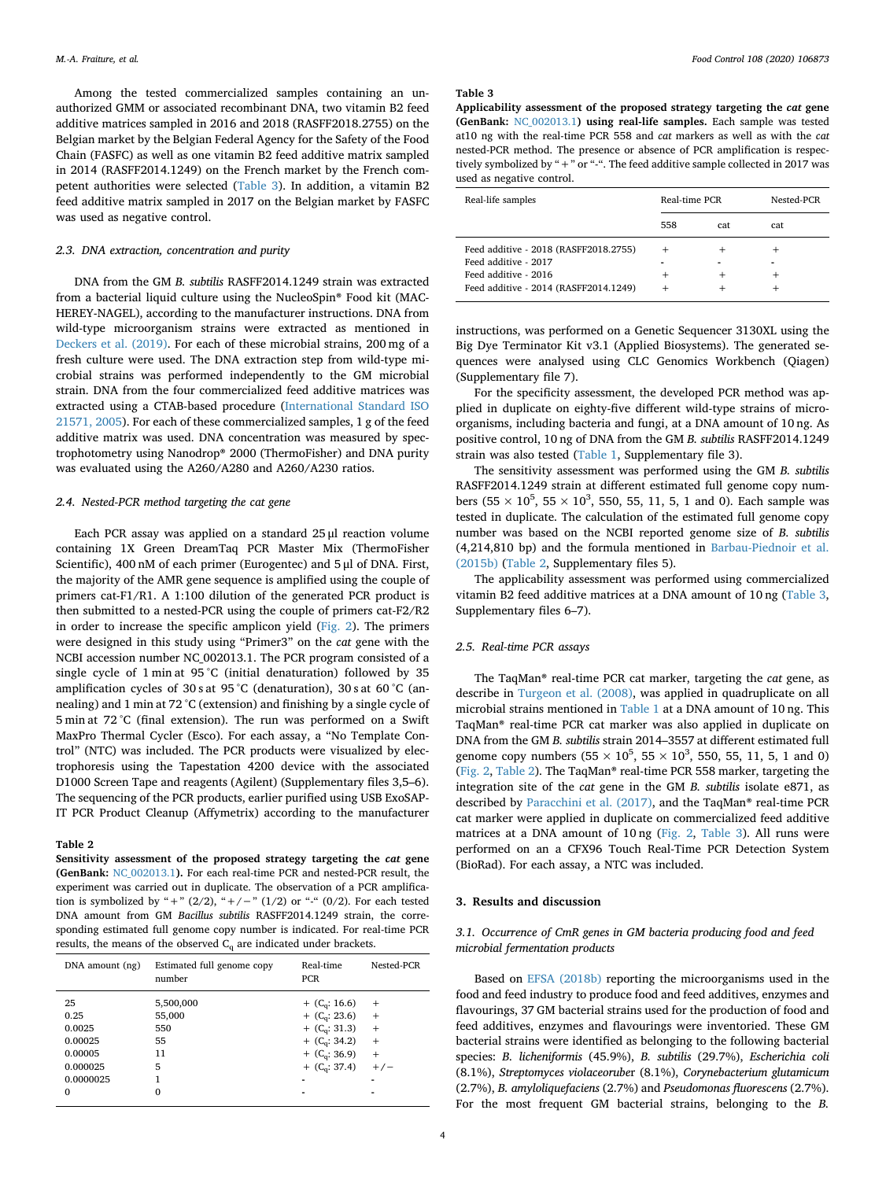Among the tested commercialized samples containing an unauthorized GMM or associated recombinant DNA, two vitamin B2 feed additive matrices sampled in 2016 and 2018 (RASFF2018.2755) on the Belgian market by the Belgian Federal Agency for the Safety of the Food Chain (FASFC) as well as one vitamin B2 feed additive matrix sampled in 2014 (RASFF2014.1249) on the French market by the French competent authorities were selected (Table 3). In addition, a vitamin B2 feed additive matrix sampled in 2017 on the Belgian market by FASFC was used as negative control.

### 2.3. DNA extraction, concentration and purity

DNA from the GM *B. subtilis* RASFF2014.1249 strain was extracted from a bacterial liquid culture using the NucleoSpin® Food kit (MACHEREY-NAGEL), according to the manufacturer instructions. DNA from wild-type microorganism strains were extracted as mentioned in Deckers et al. (2019). For each of these microbial strains, 200 mg of a fresh culture were used. The DNA extraction step from wild-type microbial strains was performed independently to the GM microbial strain. DNA from the four commercialized feed additive matrices was extracted using a CTAB-based procedure (International Standard ISO 21571, 2005). For each of these commercialized samples, 1 g of the feed additive matrix was used. DNA concentration was measured by spectrophotometry using Nanodrop® 2000 (ThermoFisher) and DNA purity was evaluated using the A260/A280 and A260/A230 ratios.

### 2.4. Nested-PCR method targeting the cat gene

Each PCR assay was applied on a standard 25 µl reaction volume containing 1X Green DreamTaq PCR Master Mix (ThermoFisher Scientific), 400 nM of each primer (Eurogentec) and 5 µl of DNA. First, the majority of the AMR gene sequence is amplified using the couple of primers cat-F1/R1. A 1:100 dilution of the generated PCR product is then submitted to a nested-PCR using the couple of primers cat-F2/R2 in order to increase the specific amplicon yield (Fig. 2). The primers were designed in this study using "Primer3" on the *cat* gene with the NCBI accession number NC_002013.1. The PCR program consisted of a single cycle of 1 min at 95 °C (initial denaturation) followed by 35 amplification cycles of 30 s at 95 °C (denaturation), 30 s at 60 °C (annealing) and 1 min at 72 °C (extension) and finishing by a single cycle of 5 min at 72 °C (final extension). The run was performed on a Swift MaxPro Thermal Cycler (Esco). For each assay, a "No Template Control" (NTC) was included. The PCR products were visualized by electrophoresis using the Tapestation 4200 device with the associated D1000 Screen Tape and reagents (Agilent) (Supplementary files 3,5–6). The sequencing of the PCR products, earlier purified using USB ExoSAP-IT PCR Product Cleanup (Affymetrix) according to the manufacturer instructions, was performed on a Genetic Sequencer 3130XL using the Big Dye Terminator Kit v3.1 (Applied Biosystems). The generated sequences were analysed using CLC Genomics Workbench (Qiagen) (Supplementary file 7).

For the specificity assessment, the developed PCR method was applied in duplicate on eighty-five different wild-type strains of microorganisms, including bacteria and fungi, at a DNA amount of 10 ng. As positive control, 10 ng of DNA from the GM *B. subtilis* RASFF2014.1249 strain was also tested (Table 1, Supplementary file 3).

The sensitivity assessment was performed using the GM *B. subtilis* RASFF2014.1249 strain at different estimated full genome copy numbers ($55 \times 10^5$, $55 \times 10^3$, 550, 55, 11, 5, 1 and 0). Each sample was tested in duplicate. The calculation of the estimated full genome copy number was based on the NCBI reported genome size of *B. subtilis* (4,214,810 bp) and the formula mentioned in Barbau-Piednoir et al. (2015b) (Table 2, Supplementary files 5).

The applicability assessment was performed using commercialized vitamin B2 feed additive matrices at a DNA amount of 10 ng (Table 3, Supplementary files 6–7).

**Table 2**
**Sensitivity assessment of the proposed strategy targeting the *cat* gene (GenBank: NC_002013.1).** For each real-time PCR and nested-PCR result, the experiment was carried out in duplicate. The observation of a PCR amplification is symbolized by "+" (2/2), "+/−" (1/2) or "-" (0/2). For each tested DNA amount from GM *Bacillus subtilis* RASFF2014.1249 strain, the corresponding estimated full genome copy number is indicated. For real-time PCR results, the means of the observed $C_q$ are indicated under brackets.

| DNA amount (ng) | Estimated full genome copy number | Real-time PCR | Nested-PCR |
|---|---|---|---|
| 25 | 5,500,000 | + ($C_q$: 16.6) | + |
| 0.25 | 55,000 | + ($C_q$: 23.6) | + |
| 0.0025 | 550 | + ($C_q$: 31.3) | + |
| 0.00025 | 55 | + ($C_q$: 34.2) | + |
| 0.00005 | 11 | + ($C_q$: 36.9) | + |
| 0.000025 | 5 | + ($C_q$: 37.4) | +/− |
| 0.0000025 | 1 | - | - |
| 0 | 0 | - | - |

**Table 3**
**Applicability assessment of the proposed strategy targeting the *cat* gene (GenBank: NC_002013.1) using real-life samples.** Each sample was tested at10 ng with the real-time PCR 558 and *cat* markers as well as with the *cat* nested-PCR method. The presence or absence of PCR amplification is respectively symbolized by "+" or "-". The feed additive sample collected in 2017 was used as negative control.

| Real-life samples | Real-time PCR | | Nested-PCR |
|---|---|---|---|
| | 558 | cat | cat |
| Feed additive - 2018 (RASFF2018.2755) | + | + | + |
| Feed additive - 2017 | - | - | - |
| Feed additive - 2016 | + | + | + |
| Feed additive - 2014 (RASFF2014.1249) | + | + | + |

### 2.5. Real-time PCR assays

The TaqMan® real-time PCR cat marker, targeting the *cat* gene, as describe in Turgeon et al. (2008), was applied in quadruplicate on all microbial strains mentioned in Table 1 at a DNA amount of 10 ng. This TaqMan® real-time PCR cat marker was also applied in duplicate on DNA from the GM *B. subtilis* strain 2014–3557 at different estimated full genome copy numbers ($55 \times 10^5$, $55 \times 10^3$, 550, 55, 11, 5, 1 and 0) (Fig. 2, Table 2). The TaqMan® real-time PCR 558 marker, targeting the integration site of the *cat* gene in the GM *B. subtilis* isolate e871, as described by Paracchini et al. (2017), and the TaqMan® real-time PCR cat marker were applied in duplicate on commercialized feed additive matrices at a DNA amount of 10 ng (Fig. 2, Table 3). All runs were performed on an a CFX96 Touch Real-Time PCR Detection System (BioRad). For each assay, a NTC was included.

## 3. Results and discussion

### 3.1. Occurrence of CmR genes in GM bacteria producing food and feed microbial fermentation products

Based on EFSA (2018b) reporting the microorganisms used in the food and feed industry to produce food and feed additives, enzymes and flavourings, 37 GM bacterial strains used for the production of food and feed additives, enzymes and flavourings were inventoried. These GM bacterial strains were identified as belonging to the following bacterial species: *B. licheniformis* (45.9%), *B. subtilis* (29.7%), *Escherichia coli* (8.1%), *Streptomyces violaceoruber* (8.1%), *Corynebacterium glutamicum* (2.7%), *B. amyloliquefaciens* (2.7%) and *Pseudomonas fluorescens* (2.7%). For the most frequent GM bacterial strains, belonging to the *B.*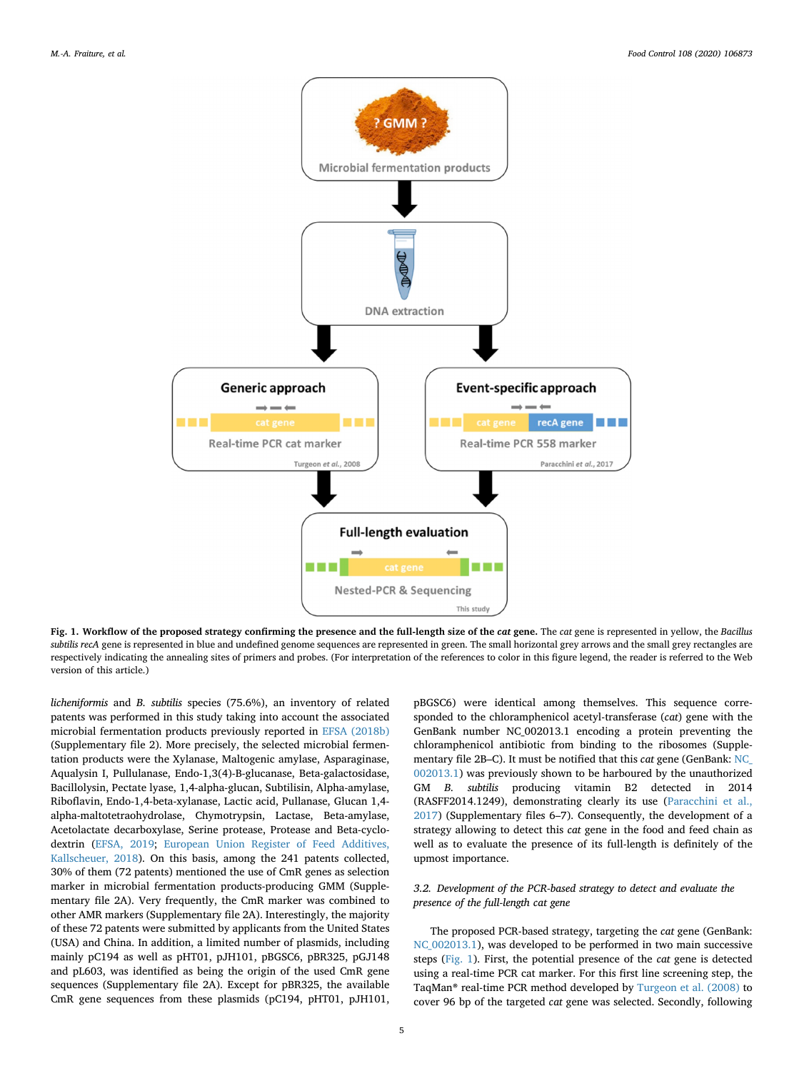**Fig. 1. Workflow of the proposed strategy confirming the presence and the full-length size of the *cat* gene.** The *cat* gene is represented in yellow, the *Bacillus subtilis recA* gene is represented in blue and undefined genome sequences are represented in green. The small horizontal grey arrows and the small grey rectangles are respectively indicating the annealing sites of primers and probes. (For interpretation of the references to color in this figure legend, the reader is referred to the Web version of this article.)

*licheniformis* and *B. subtilis* species (75.6%), an inventory of related patents was performed in this study taking into account the associated microbial fermentation products previously reported in EFSA (2018b) (Supplementary file 2). More precisely, the selected microbial fermentation products were the Xylanase, Maltogenic amylase, Asparaginase, Aqualysin I, Pullulanase, Endo-1,3(4)-B-glucanase, Beta-galactosidase, Bacillolysin, Pectate lyase, 1,4-alpha-glucan, Subtilisin, Alpha-amylase, Riboflavin, Endo-1,4-beta-xylanase, Lactic acid, Pullanase, Glucan 1,4-alpha-maltotetraohydrolase, Chymotrypsin, Lactase, Beta-amylase, Acetolactate decarboxylase, Serine protease, Protease and Beta-cyclodextrin (EFSA, 2019; European Union Register of Feed Additives, Kallscheuer, 2018). On this basis, among the 241 patents collected, 30% of them (72 patents) mentioned the use of CmR genes as selection marker in microbial fermentation products-producing GMM (Supplementary file 2A). Very frequently, the CmR marker was combined to other AMR markers (Supplementary file 2A). Interestingly, the majority of these 72 patents were submitted by applicants from the United States (USA) and China. In addition, a limited number of plasmids, including mainly pC194 as well as pHT01, pJH101, pBGSC6, pBR325, pGJ148 and pL603, was identified as being the origin of the used CmR gene sequences (Supplementary file 2A). Except for pBR325, the available CmR gene sequences from these plasmids (pC194, pHT01, pJH101, pBGSC6) were identical among themselves. This sequence corresponded to the chloramphenicol acetyl-transferase (*cat*) gene with the GenBank number NC_002013.1 encoding a protein preventing the chloramphenicol antibiotic from binding to the ribosomes (Supplementary file 2B–C). It must be notified that this *cat* gene (GenBank: NC_002013.1) was previously shown to be harboured by the unauthorized GM *B. subtilis* producing vitamin B2 detected in 2014 (RASFF2014.1249), demonstrating clearly its use (Paracchini et al., 2017) (Supplementary files 6–7). Consequently, the development of a strategy allowing to detect this *cat* gene in the food and feed chain as well as to evaluate the presence of its full-length is definitely of the upmost importance.

### 3.2. Development of the PCR-based strategy to detect and evaluate the presence of the full-length cat gene

The proposed PCR-based strategy, targeting the *cat* gene (GenBank: NC_002013.1), was developed to be performed in two main successive steps (Fig. 1). First, the potential presence of the *cat* gene is detected using a real-time PCR cat marker. For this first line screening step, the TaqMan® real-time PCR method developed by Turgeon et al. (2008) to cover 96 bp of the targeted *cat* gene was selected. Secondly, following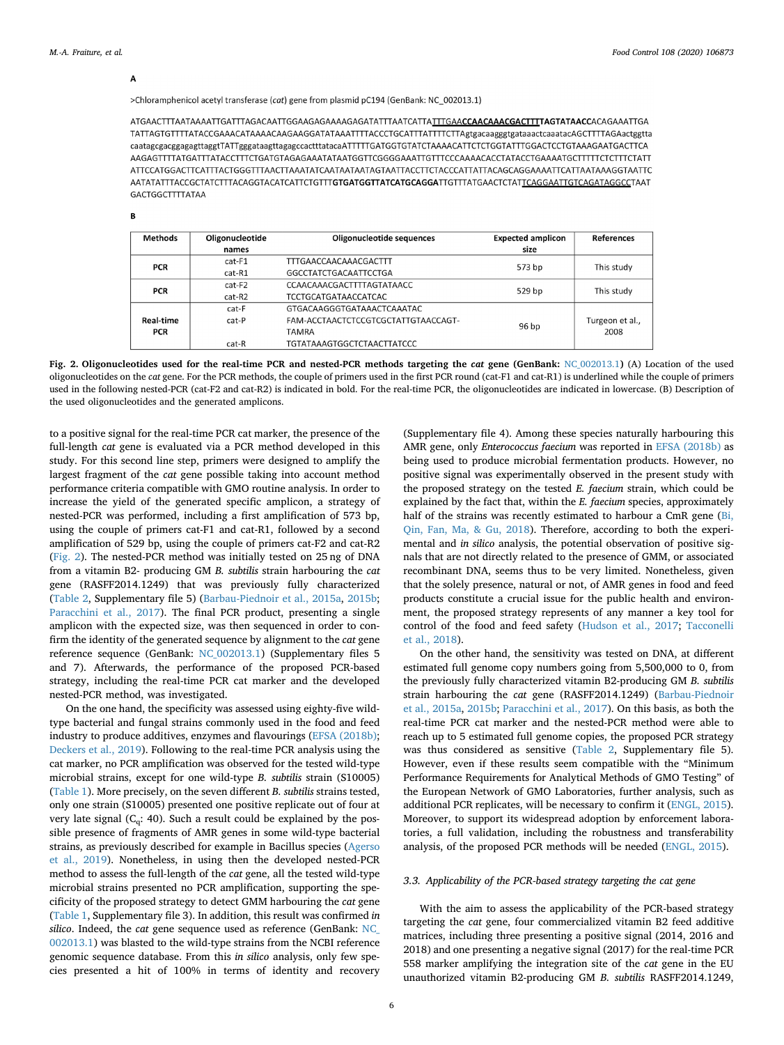**A**

>Chloramphenicol acetyl transferase (*cat*) gene from plasmid pC194 (GenBank: NC_002013.1)

ATGAACTTTAATAAAATTGATTTAGACAATTGGAAGAGAAAAGAGATATTTAATCATTATTTGAA**CCAACAAACGACTTTTAGTATAACC**ACAGAAATTGA TATTAGTGTTTTATACCGAAACATAAAACAAGAAGGATATAAATTTTACCCTGCATTTATTTTCTTAgtgacaagggtgataaactcaaatacAGCTTTTAGAactggtta caatagcgacggagagttaggtTATTgggataagttagagcccactttatacaATTTTTGATGGTGTATCTAAAACATTCTCTGGTATTTGGACTCCTGTAAAGAATGACTTCA AAGAGTTTTATGATTTATACCTTTCTGATGTAGAGAAATATAATGGTTCGGGGAAATTGTTTCCCAAAACACCTATACCTGAAAATGCTTTTTCTCTTTCTATT ATTCCATGGACTTCATTTACTGGGTTTAACTTAAATATCAATAATAATAGTAATTACCTTCTACCCATTATTACAGCAGGAAAATTCATTAATAAAGGTAATTC AATATATTTACCGCTATCTTTACAGGTACATCATTCTGTTT**GTGATGGTTATCATGCAGGA**TTGTTTATGAACTCTATTCAGGAATTGTCAGATAGGCCTAAT GACTGGCTTTTATAA

**B**

| Methods | Oligonucleotide names | Oligonucleotide sequences | Expected amplicon size | References |
|---|---|---|---|---|
| PCR | cat-F1 | TTTGAACCAACAAACGACTTT | 573 bp | This study |
| | cat-R1 | GGCCTATCTGACAATTCCTGA | | |
| PCR | cat-F2 | CCAACAAACGACTTTTAGTATAACC | 529 bp | This study |
| | cat-R2 | TCCTGCATGATAACCATCAC | | |
| Real-time PCR | cat-F | GTGACAAGGGTGATAAACTCAAATAC | 96 bp | Turgeon et al., 2008 |
| | cat-P | FAM-ACCTAACTCTCCGTCGCTATTGTAACCAGT-TAMRA | | |
| | cat-R | TGTATAAAGTGGCTCTAACTTATCCC | | |

**Fig. 2. Oligonucleotides used for the real-time PCR and nested-PCR methods targeting the *cat* gene (GenBank: NC_002013.1)** (A) Location of the used oligonucleotides on the *cat* gene. For the PCR methods, the couple of primers used in the first PCR round (cat-F1 and cat-R1) is underlined while the couple of primers used in the following nested-PCR (cat-F2 and cat-R2) is indicated in bold. For the real-time PCR, the oligonucleotides are indicated in lowercase. (B) Description of the used oligonucleotides and the generated amplicons.

to a positive signal for the real-time PCR cat marker, the presence of the full-length *cat* gene is evaluated via a PCR method developed in this study. For this second line step, primers were designed to amplify the largest fragment of the *cat* gene possible taking into account method performance criteria compatible with GMO routine analysis. In order to increase the yield of the generated specific amplicon, a strategy of nested-PCR was performed, including a first amplification of 573 bp, using the couple of primers cat-F1 and cat-R1, followed by a second amplification of 529 bp, using the couple of primers cat-F2 and cat-R2 (Fig. 2). The nested-PCR method was initially tested on 25 ng of DNA from a vitamin B2- producing GM *B. subtilis* strain harbouring the *cat* gene (RASFF2014.1249) that was previously fully characterized (Table 2, Supplementary file 5) (Barbau-Piednoir et al., 2015a, 2015b; Paracchini et al., 2017). The final PCR product, presenting a single amplicon with the expected size, was then sequenced in order to confirm the identity of the generated sequence by alignment to the *cat* gene reference sequence (GenBank: NC_002013.1) (Supplementary files 5 and 7). Afterwards, the performance of the proposed PCR-based strategy, including the real-time PCR cat marker and the developed nested-PCR method, was investigated.

On the one hand, the specificity was assessed using eighty-five wild-type bacterial and fungal strains commonly used in the food and feed industry to produce additives, enzymes and flavourings (EFSA (2018b); Deckers et al., 2019). Following to the real-time PCR analysis using the cat marker, no PCR amplification was observed for the tested wild-type microbial strains, except for one wild-type *B. subtilis* strain (S10005) (Table 1). More precisely, on the seven different *B. subtilis* strains tested, only one strain (S10005) presented one positive replicate out of four at very late signal ($C_q$: 40). Such a result could be explained by the possible presence of fragments of AMR genes in some wild-type bacterial strains, as previously described for example in Bacillus species (Agerso et al., 2019). Nonetheless, in using then the developed nested-PCR method to assess the full-length of the *cat* gene, all the tested wild-type microbial strains presented no PCR amplification, supporting the specificity of the proposed strategy to detect GMM harbouring the *cat* gene (Table 1, Supplementary file 3). In addition, this result was confirmed *in silico*. Indeed, the *cat* gene sequence used as reference (GenBank: NC_002013.1) was blasted to the wild-type strains from the NCBI reference genomic sequence database. From this *in silico* analysis, only few species presented a hit of 100% in terms of identity and recovery (Supplementary file 4). Among these species naturally harbouring this AMR gene, only *Enterococcus faecium* was reported in EFSA (2018b) as being used to produce microbial fermentation products. However, no positive signal was experimentally observed in the present study with the proposed strategy on the tested *E. faecium* strain, which could be explained by the fact that, within the *E. faecium* species, approximately half of the strains was recently estimated to harbour a CmR gene (Bi, Qin, Fan, Ma, & Gu, 2018). Therefore, according to both the experimental and *in silico* analysis, the potential observation of positive signals that are not directly related to the presence of GMM, or associated recombinant DNA, seems thus to be very limited. Nonetheless, given that the solely presence, natural or not, of AMR genes in food and feed products constitute a crucial issue for the public health and environment, the proposed strategy represents of any manner a key tool for control of the food and feed safety (Hudson et al., 2017; Tacconelli et al., 2018).

On the other hand, the sensitivity was tested on DNA, at different estimated full genome copy numbers going from 5,500,000 to 0, from the previously fully characterized vitamin B2-producing GM *B. subtilis* strain harbouring the *cat* gene (RASFF2014.1249) (Barbau-Piednoir et al., 2015a, 2015b; Paracchini et al., 2017). On this basis, as both the real-time PCR cat marker and the nested-PCR method were able to reach up to 5 estimated full genome copies, the proposed PCR strategy was thus considered as sensitive (Table 2, Supplementary file 5). However, even if these results seem compatible with the "Minimum Performance Requirements for Analytical Methods of GMO Testing" of the European Network of GMO Laboratories, further analysis, such as additional PCR replicates, will be necessary to confirm it (ENGL, 2015). Moreover, to support its widespread adoption by enforcement laboratories, a full validation, including the robustness and transferability analysis, of the proposed PCR methods will be needed (ENGL, 2015).

### 3.3. Applicability of the PCR-based strategy targeting the cat gene

With the aim to assess the applicability of the PCR-based strategy targeting the *cat* gene, four commercialized vitamin B2 feed additive matrices, including three presenting a positive signal (2014, 2016 and 2018) and one presenting a negative signal (2017) for the real-time PCR 558 marker amplifying the integration site of the *cat* gene in the EU unauthorized vitamin B2-producing GM *B. subtilis* RASFF2014.1249,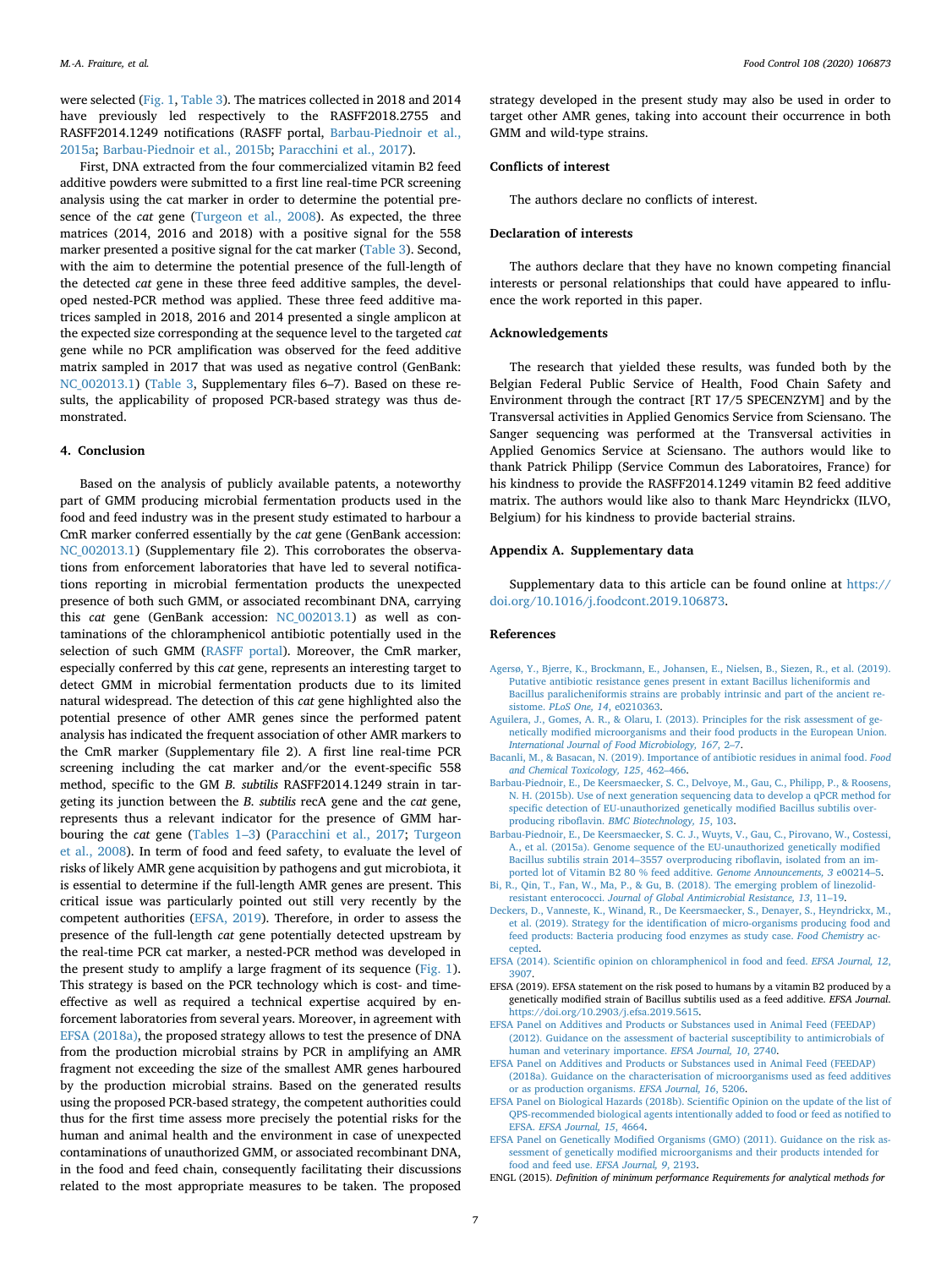were selected (Fig. 1, Table 3). The matrices collected in 2018 and 2014 have previously led respectively to the RASFF2018.2755 and RASFF2014.1249 notifications (RASFF portal, Barbau-Piednoir et al., 2015a; Barbau-Piednoir et al., 2015b; Paracchini et al., 2017).

First, DNA extracted from the four commercialized vitamin B2 feed additive powders were submitted to a first line real-time PCR screening analysis using the cat marker in order to determine the potential presence of the *cat* gene (Turgeon et al., 2008). As expected, the three matrices (2014, 2016 and 2018) with a positive signal for the 558 marker presented a positive signal for the cat marker (Table 3). Second, with the aim to determine the potential presence of the full-length of the detected *cat* gene in these three feed additive samples, the developed nested-PCR method was applied. These three feed additive matrices sampled in 2018, 2016 and 2014 presented a single amplicon at the expected size corresponding at the sequence level to the targeted *cat* gene while no PCR amplification was observed for the feed additive matrix sampled in 2017 that was used as negative control (GenBank: NC_002013.1) (Table 3, Supplementary files 6–7). Based on these results, the applicability of proposed PCR-based strategy was thus demonstrated.

## 4. Conclusion

Based on the analysis of publicly available patents, a noteworthy part of GMM producing microbial fermentation products used in the food and feed industry was in the present study estimated to harbour a CmR marker conferred essentially by the *cat* gene (GenBank accession: NC_002013.1) (Supplementary file 2). This corroborates the observations from enforcement laboratories that have led to several notifications reporting in microbial fermentation products the unexpected presence of both such GMM, or associated recombinant DNA, carrying this *cat* gene (GenBank accession: NC_002013.1) as well as contaminations of the chloramphenicol antibiotic potentially used in the selection of such GMM (RASFF portal). Moreover, the CmR marker, especially conferred by this *cat* gene, represents an interesting target to detect GMM in microbial fermentation products due to its limited natural widespread. The detection of this *cat* gene highlighted also the potential presence of other AMR genes since the performed patent analysis has indicated the frequent association of other AMR markers to the CmR marker (Supplementary file 2). A first line real-time PCR screening including the cat marker and/or the event-specific 558 method, specific to the GM *B. subtilis* RASFF2014.1249 strain in targeting its junction between the *B. subtilis* recA gene and the *cat* gene, represents thus a relevant indicator for the presence of GMM harbouring the *cat* gene (Tables 1–3) (Paracchini et al., 2017; Turgeon et al., 2008). In term of food and feed safety, to evaluate the level of risks of likely AMR gene acquisition by pathogens and gut microbiota, it is essential to determine if the full-length AMR genes are present. This critical issue was particularly pointed out still very recently by the competent authorities (EFSA, 2019). Therefore, in order to assess the presence of the full-length *cat* gene potentially detected upstream by the real-time PCR cat marker, a nested-PCR method was developed in the present study to amplify a large fragment of its sequence (Fig. 1). This strategy is based on the PCR technology which is cost- and time-effective as well as required a technical expertise acquired by enforcement laboratories from several years. Moreover, in agreement with EFSA (2018a), the proposed strategy allows to test the presence of DNA from the production microbial strains by PCR in amplifying an AMR fragment not exceeding the size of the smallest AMR genes harboured by the production microbial strains. Based on the generated results using the proposed PCR-based strategy, the competent authorities could thus for the first time assess more precisely the potential risks for the human and animal health and the environment in case of unexpected contaminations of unauthorized GMM, or associated recombinant DNA, in the food and feed chain, consequently facilitating their discussions related to the most appropriate measures to be taken. The proposed strategy developed in the present study may also be used in order to target other AMR genes, taking into account their occurrence in both GMM and wild-type strains.

## Conflicts of interest

The authors declare no conflicts of interest.

## Declaration of interests

The authors declare that they have no known competing financial interests or personal relationships that could have appeared to influence the work reported in this paper.

## Acknowledgements

The research that yielded these results, was funded both by the Belgian Federal Public Service of Health, Food Chain Safety and Environment through the contract [RT 17/5 SPECENZYM] and by the Transversal activities in Applied Genomics Service from Sciensano. The Sanger sequencing was performed at the Transversal activities in Applied Genomics Service at Sciensano. The authors would like to thank Patrick Philipp (Service Commun des Laboratoires, France) for his kindness to provide the RASFF2014.1249 vitamin B2 feed additive matrix. The authors would like also to thank Marc Heyndrickx (ILVO, Belgium) for his kindness to provide bacterial strains.

## Appendix A. Supplementary data

Supplementary data to this article can be found online at https://doi.org/10.1016/j.foodcont.2019.106873.

## References

Agersø, Y., Bjerre, K., Brockmann, E., Johansen, E., Nielsen, B., Siezen, R., et al. (2019). Putative antibiotic resistance genes present in extant Bacillus licheniformis and Bacillus paralicheniformis strains are probably intrinsic and part of the ancient resistome. *PLoS One, 14*, e0210363.

Aguilera, J., Gomes, A. R., & Olaru, I. (2013). Principles for the risk assessment of genetically modified microorganisms and their food products in the European Union. *International Journal of Food Microbiology, 167*, 2–7.

Bacanli, M., & Basacan, N. (2019). Importance of antibiotic residues in animal food. *Food and Chemical Toxicology, 125*, 462–466.

Barbau-Piednoir, E., De Keersmaecker, S. C., Delvoye, M., Gau, C., Philipp, P., & Roosens, N. H. (2015b). Use of next generation sequencing data to develop a qPCR method for specific detection of EU-unauthorized genetically modified Bacillus subtilis overproducing riboflavin. *BMC Biotechnology, 15*, 103.

Barbau-Piednoir, E., De Keersmaecker, S. C. J., Wuyts, V., Gau, C., Pirovano, W., Costessi, A., et al. (2015a). Genome sequence of the EU-unauthorized genetically modified Bacillus subtilis strain 2014–3557 overproducing riboflavin, isolated from an imported lot of Vitamin B2 80 % feed additive. *Genome Announcements, 3* e00214–5.

Bi, R., Qin, T., Fan, W., Ma, P., & Gu, B. (2018). The emerging problem of linezolid-resistant enterococci. *Journal of Global Antimicrobial Resistance, 13*, 11–19.

Deckers, D., Vanneste, K., Winand, R., De Keersmaecker, S., Denayer, S., Heyndrickx, M., et al. (2019). Strategy for the identification of micro-organisms producing food and feed products: Bacteria producing food enzymes as study case. *Food Chemistry* accepted.

EFSA (2014). Scientific opinion on chloramphenicol in food and feed. *EFSA Journal, 12*, 3907.

EFSA (2019). EFSA statement on the risk posed to humans by a vitamin B2 produced by a genetically modified strain of Bacillus subtilis used as a feed additive. *EFSA Journal*. https://doi.org/10.2903/j.efsa.2019.5615.

EFSA Panel on Additives and Products or Substances used in Animal Feed (FEEDAP) (2012). Guidance on the assessment of bacterial susceptibility to antimicrobials of human and veterinary importance. *EFSA Journal, 10*, 2740.

EFSA Panel on Additives and Products or Substances used in Animal Feed (FEEDAP) (2018a). Guidance on the characterisation of microorganisms used as feed additives or as production organisms. *EFSA Journal, 16*, 5206.

EFSA Panel on Biological Hazards (2018b). Scientific Opinion on the update of the list of QPS-recommended biological agents intentionally added to food or feed as notified to EFSA. *EFSA Journal, 15*, 4664.

EFSA Panel on Genetically Modified Organisms (GMO) (2011). Guidance on the risk assessment of genetically modified microorganisms and their products intended for food and feed use. *EFSA Journal, 9*, 2193.

ENGL (2015). *Definition of minimum performance Requirements for analytical methods for*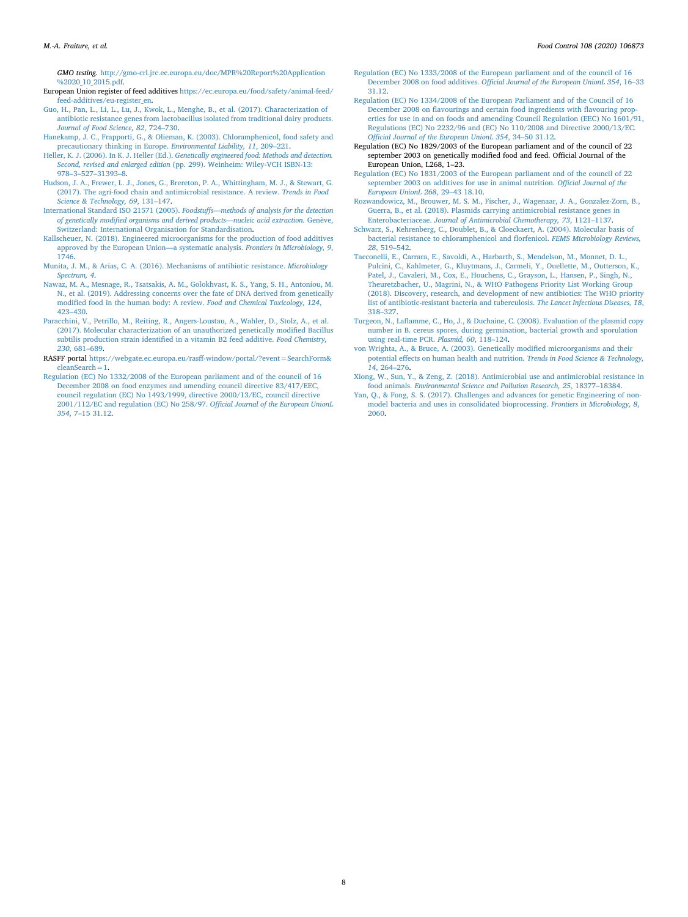*GMO testing*. http://gmo-crl.jrc.ec.europa.eu/doc/MPR%20Report%20Application%2020_10_2015.pdf.

European Union register of feed additives https://ec.europa.eu/food/safety/animal-feed/feed-additives/eu-register_en.

Guo, H., Pan, L., Li, L., Lu, J., Kwok, L., Menghe, B., et al. (2017). Characterization of antibiotic resistance genes from lactobacillus isolated from traditional dairy products. *Journal of Food Science, 82*, 724–730.

Hanekamp, J. C., Frapporti, G., & Olieman, K. (2003). Chloramphenicol, food safety and precautionary thinking in Europe. *Environmental Liability, 11*, 209–221.

Heller, K. J. (2006). In K. J. Heller (Ed.). *Genetically engineered food: Methods and detection. Second, revised and enlarged edition* (pp. 299). Weinheim: Wiley-VCH ISBN-13: 978–3–527–31393–8.

Hudson, J. A., Frewer, L. J., Jones, G., Brereton, P. A., Whittingham, M. J., & Stewart, G. (2017). The agri-food chain and antimicrobial resistance. A review. *Trends in Food Science & Technology, 69*, 131–147.

International Standard ISO 21571 (2005). *Foodstuffs—methods of analysis for the detection of genetically modified organisms and derived products—nucleic acid extraction*. Genève, Switzerland: International Organisation for Standardisation.

Kallscheuer, N. (2018). Engineered microorganisms for the production of food additives approved by the European Union—a systematic analysis. *Frontiers in Microbiology, 9*, 1746.

Munita, J. M., & Arias, C. A. (2016). Mechanisms of antibiotic resistance. *Microbiology Spectrum, 4*.

Nawaz, M. A., Mesnage, R., Tsatsakis, A. M., Golokhvast, K. S., Yang, S. H., Antoniou, M. N., et al. (2019). Addressing concerns over the fate of DNA derived from genetically modified food in the human body: A review. *Food and Chemical Toxicology, 124*, 423–430.

Paracchini, V., Petrillo, M., Reiting, R., Angers-Loustau, A., Wahler, D., Stolz, A., et al. (2017). Molecular characterization of an unauthorized genetically modified Bacillus subtilis production strain identified in a vitamin B2 feed additive. *Food Chemistry, 230*, 681–689.

RASFF portal https://webgate.ec.europa.eu/rasff-window/portal/?event=SearchForm&cleanSearch=1.

Regulation (EC) No 1332/2008 of the European parliament and of the council of 16 December 2008 on food enzymes and amending council directive 83/417/EEC, council regulation (EC) No 1493/1999, directive 2000/13/EC, council directive 2001/112/EC and regulation (EC) No 258/97. *Official Journal of the European UnionL 354*, 7–15 31.12.

Regulation (EC) No 1333/2008 of the European parliament and of the council of 16 December 2008 on food additives. *Official Journal of the European UnionL 354*, 16–33 31.12.

Regulation (EC) No 1334/2008 of the European Parliament and of the Council of 16 December 2008 on flavourings and certain food ingredients with flavouring properties for use in and on foods and amending Council Regulation (EEC) No 1601/91, Regulations (EC) No 2232/96 and (EC) No 110/2008 and Directive 2000/13/EC. *Official Journal of the European UnionL 354*, 34–50 31.12.

Regulation (EC) No 1829/2003 of the European parliament and of the council of 22 september 2003 on genetically modified food and feed. Official Journal of the European Union, L268, 1–23.

Regulation (EC) No 1831/2003 of the European parliament and of the council of 22 september 2003 on additives for use in animal nutrition. *Official Journal of the European UnionL 268*, 29–43 18.10.

Rozwandowicz, M., Brouwer, M. S. M., Fischer, J., Wagenaar, J. A., Gonzalez-Zorn, B., Guerra, B., et al. (2018). Plasmids carrying antimicrobial resistance genes in Enterobacteriaceae. *Journal of Antimicrobial Chemotherapy, 73*, 1121–1137.

Schwarz, S., Kehrenberg, C., Doublet, B., & Cloeckaert, A. (2004). Molecular basis of bacterial resistance to chloramphenicol and florfenicol. *FEMS Microbiology Reviews, 28*, 519–542.

Tacconelli, E., Carrara, E., Savoldi, A., Harbarth, S., Mendelson, M., Monnet, D. L., Pulcini, C., Kahlmeter, G., Kluytmans, J., Carmeli, Y., Ouellette, M., Outterson, K., Patel, J., Cavaleri, M., Cox, E., Houchens, C., Grayson, L., Hansen, P., Singh, N., Theuretzbacher, U., Magrini, N., & WHO Pathogens Priority List Working Group (2018). Discovery, research, and development of new antibiotics: The WHO priority list of antibiotic-resistant bacteria and tuberculosis. *The Lancet Infectious Diseases, 18*, 318–327.

Turgeon, N., Laflamme, C., Ho, J., & Duchaine, C. (2008). Evaluation of the plasmid copy number in B. cereus spores, during germination, bacterial growth and sporulation using real-time PCR. *Plasmid, 60*, 118–124.

von Wrighta, A., & Bruce, A. (2003). Genetically modified microorganisms and their potential effects on human health and nutrition. *Trends in Food Science & Technology, 14*, 264–276.

Xiong, W., Sun, Y., & Zeng, Z. (2018). Antimicrobial use and antimicrobial resistance in food animals. *Environmental Science and Pollution Research, 25*, 18377–18384.

Yan, Q., & Fong, S. S. (2017). Challenges and advances for genetic Engineering of non-model bacteria and uses in consolidated bioprocessing. *Frontiers in Microbiology, 8*, 2060.